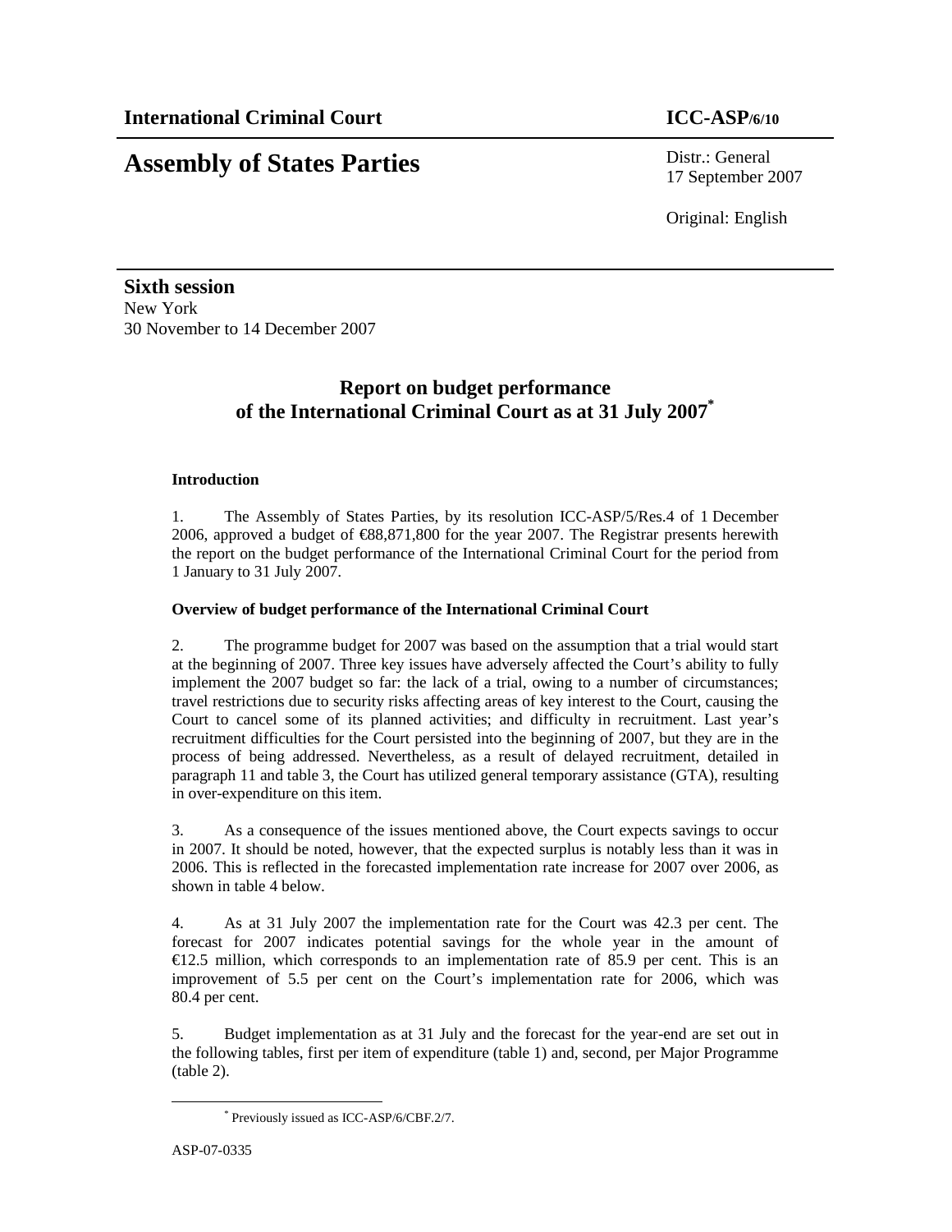**International Criminal Court** **ICC-ASP/6/10**

# Assembly of States Parties

Distr.: General
17 September 2007

Original: English

**Sixth session**
New York
30 November to 14 December 2007

## Report on budget performance of the International Criminal Court as at 31 July 2007*

### Introduction

1. The Assembly of States Parties, by its resolution ICC-ASP/5/Res.4 of 1 December 2006, approved a budget of €88,871,800 for the year 2007. The Registrar presents herewith the report on the budget performance of the International Criminal Court for the period from 1 January to 31 July 2007.

### Overview of budget performance of the International Criminal Court

2. The programme budget for 2007 was based on the assumption that a trial would start at the beginning of 2007. Three key issues have adversely affected the Court's ability to fully implement the 2007 budget so far: the lack of a trial, owing to a number of circumstances; travel restrictions due to security risks affecting areas of key interest to the Court, causing the Court to cancel some of its planned activities; and difficulty in recruitment. Last year's recruitment difficulties for the Court persisted into the beginning of 2007, but they are in the process of being addressed. Nevertheless, as a result of delayed recruitment, detailed in paragraph 11 and table 3, the Court has utilized general temporary assistance (GTA), resulting in over-expenditure on this item.

3. As a consequence of the issues mentioned above, the Court expects savings to occur in 2007. It should be noted, however, that the expected surplus is notably less than it was in 2006. This is reflected in the forecasted implementation rate increase for 2007 over 2006, as shown in table 4 below.

4. As at 31 July 2007 the implementation rate for the Court was 42.3 per cent. The forecast for 2007 indicates potential savings for the whole year in the amount of €12.5 million, which corresponds to an implementation rate of 85.9 per cent. This is an improvement of 5.5 per cent on the Court's implementation rate for 2006, which was 80.4 per cent.

5. Budget implementation as at 31 July and the forecast for the year-end are set out in the following tables, first per item of expenditure (table 1) and, second, per Major Programme (table 2).

---

* Previously issued as ICC-ASP/6/CBF.2/7.

ASP-07-0335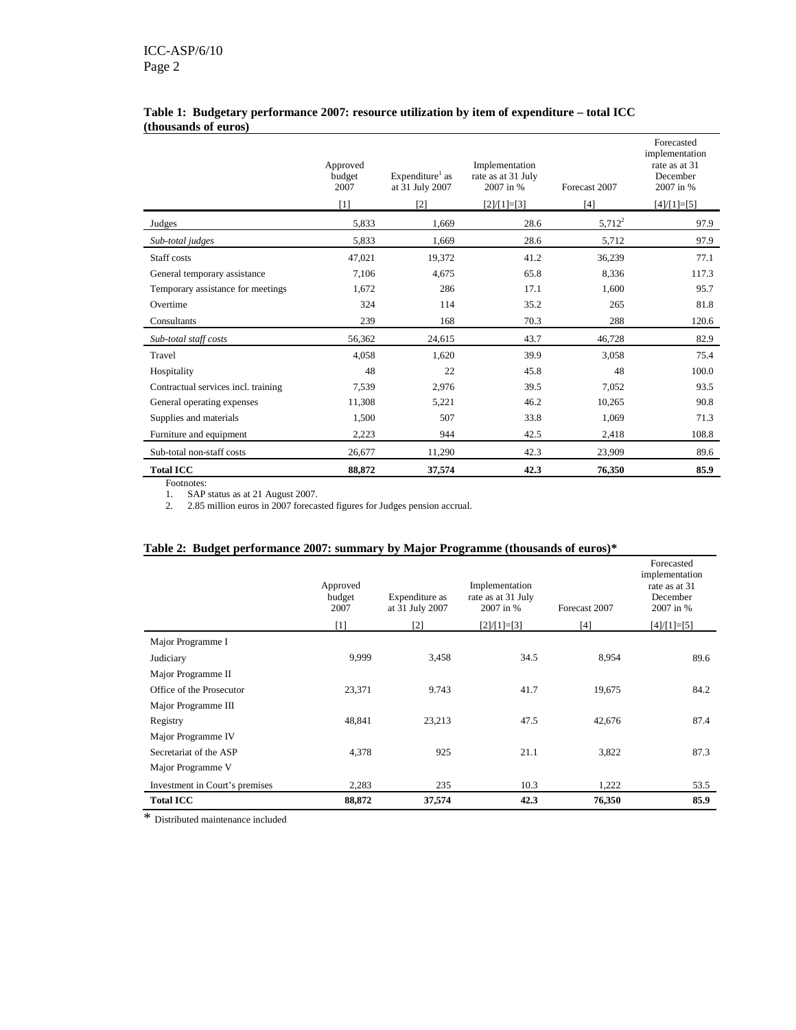**Table 1: Budgetary performance 2007: resource utilization by item of expenditure – total ICC (thousands of euros)**

| | Approved budget 2007 | Expenditure[1] as at 31 July 2007 | Implementation rate as at 31 July 2007 in % | Forecast 2007 | Forecasted implementation rate as at 31 December 2007 in % |
|---|---|---|---|---|---|
| | [1] | [2] | [2]/[1]=[3] | [4] | [4]/[1]=[5] |
| Judges | 5,833 | 1,669 | 28.6 | 5,712[2] | 97.9 |
| *Sub-total judges* | 5,833 | 1,669 | 28.6 | 5,712 | 97.9 |
| Staff costs | 47,021 | 19,372 | 41.2 | 36,239 | 77.1 |
| General temporary assistance | 7,106 | 4,675 | 65.8 | 8,336 | 117.3 |
| Temporary assistance for meetings | 1,672 | 286 | 17.1 | 1,600 | 95.7 |
| Overtime | 324 | 114 | 35.2 | 265 | 81.8 |
| Consultants | 239 | 168 | 70.3 | 288 | 120.6 |
| *Sub-total staff costs* | 56,362 | 24,615 | 43.7 | 46,728 | 82.9 |
| Travel | 4,058 | 1,620 | 39.9 | 3,058 | 75.4 |
| Hospitality | 48 | 22 | 45.8 | 48 | 100.0 |
| Contractual services incl. training | 7,539 | 2,976 | 39.5 | 7,052 | 93.5 |
| General operating expenses | 11,308 | 5,221 | 46.2 | 10,265 | 90.8 |
| Supplies and materials | 1,500 | 507 | 33.8 | 1,069 | 71.3 |
| Furniture and equipment | 2,223 | 944 | 42.5 | 2,418 | 108.8 |
| Sub-total non-staff costs | 26,677 | 11,290 | 42.3 | 23,909 | 89.6 |
| **Total ICC** | **88,872** | **37,574** | **42.3** | **76,350** | **85.9** |

Footnotes:

1. SAP status as at 21 August 2007.
2. 2.85 million euros in 2007 forecasted figures for Judges pension accrual.

**Table 2: Budget performance 2007: summary by Major Programme (thousands of euros)***

| | Approved budget 2007 | Expenditure as at 31 July 2007 | Implementation rate as at 31 July 2007 in % | Forecast 2007 | Forecasted implementation rate as at 31 December 2007 in % |
|---|---|---|---|---|---|
| | [1] | [2] | [2]/[1]=[3] | [4] | [4]/[1]=[5] |
| Major Programme I | | | | | |
| Judiciary | 9,999 | 3,458 | 34.5 | 8,954 | 89.6 |
| Major Programme II | | | | | |
| Office of the Prosecutor | 23,371 | 9.743 | 41.7 | 19,675 | 84.2 |
| Major Programme III | | | | | |
| Registry | 48,841 | 23,213 | 47.5 | 42,676 | 87.4 |
| Major Programme IV | | | | | |
| Secretariat of the ASP | 4,378 | 925 | 21.1 | 3,822 | 87.3 |
| Major Programme V | | | | | |
| Investment in Court's premises | 2,283 | 235 | 10.3 | 1,222 | 53.5 |
| **Total ICC** | **88,872** | **37,574** | **42.3** | **76,350** | **85.9** |

* Distributed maintenance included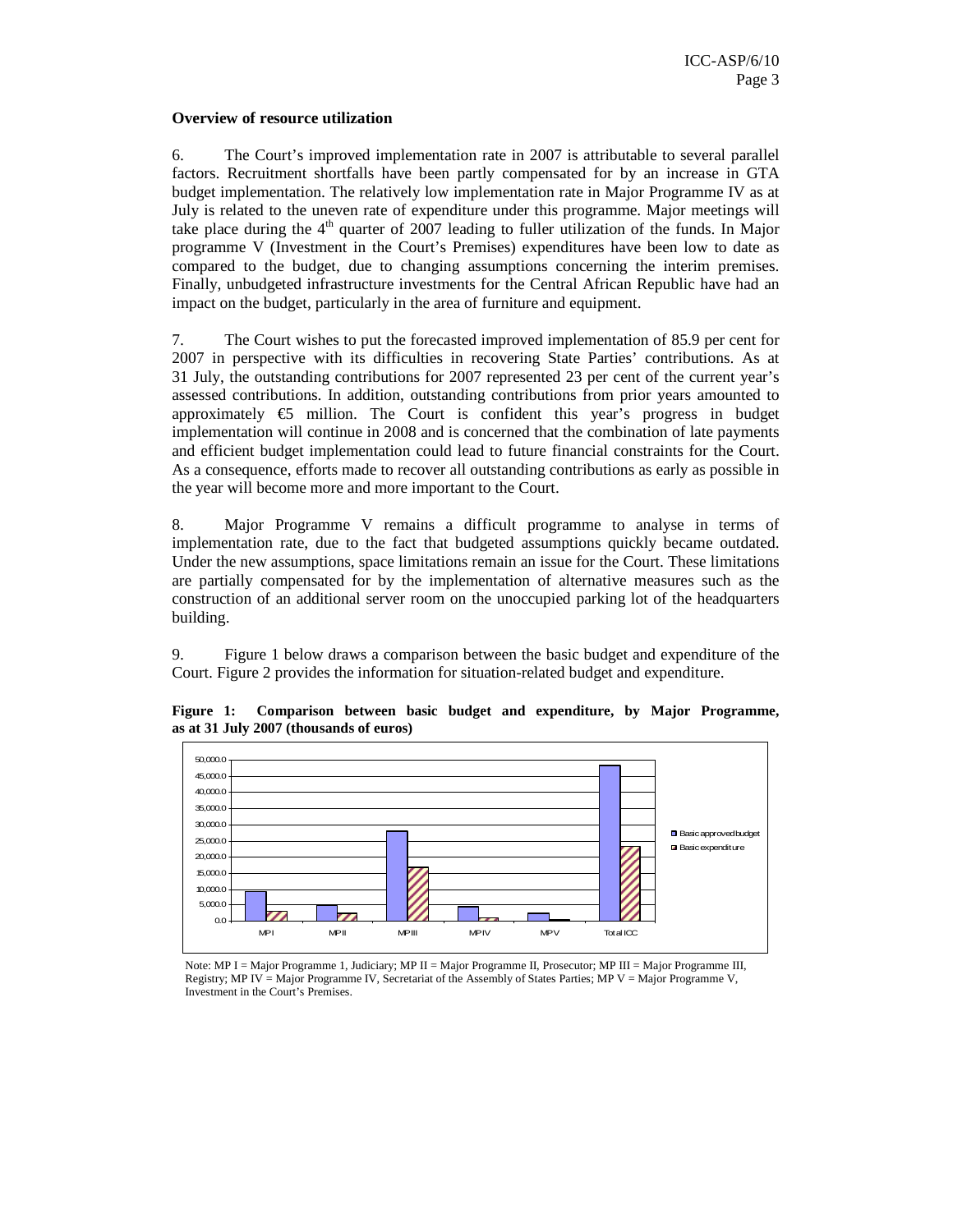**Overview of resource utilization**

6. The Court's improved implementation rate in 2007 is attributable to several parallel factors. Recruitment shortfalls have been partly compensated for by an increase in GTA budget implementation. The relatively low implementation rate in Major Programme IV as at July is related to the uneven rate of expenditure under this programme. Major meetings will take place during the 4th quarter of 2007 leading to fuller utilization of the funds. In Major programme V (Investment in the Court's Premises) expenditures have been low to date as compared to the budget, due to changing assumptions concerning the interim premises. Finally, unbudgeted infrastructure investments for the Central African Republic have had an impact on the budget, particularly in the area of furniture and equipment.

7. The Court wishes to put the forecasted improved implementation of 85.9 per cent for 2007 in perspective with its difficulties in recovering State Parties' contributions. As at 31 July, the outstanding contributions for 2007 represented 23 per cent of the current year's assessed contributions. In addition, outstanding contributions from prior years amounted to approximately €5 million. The Court is confident this year's progress in budget implementation will continue in 2008 and is concerned that the combination of late payments and efficient budget implementation could lead to future financial constraints for the Court. As a consequence, efforts made to recover all outstanding contributions as early as possible in the year will become more and more important to the Court.

8. Major Programme V remains a difficult programme to analyse in terms of implementation rate, due to the fact that budgeted assumptions quickly became outdated. Under the new assumptions, space limitations remain an issue for the Court. These limitations are partially compensated for by the implementation of alternative measures such as the construction of an additional server room on the unoccupied parking lot of the headquarters building.

9. Figure 1 below draws a comparison between the basic budget and expenditure of the Court. Figure 2 provides the information for situation-related budget and expenditure.

**Figure 1: Comparison between basic budget and expenditure, by Major Programme, as at 31 July 2007 (thousands of euros)**

Note: MP I = Major Programme 1, Judiciary; MP II = Major Programme II, Prosecutor; MP III = Major Programme III, Registry; MP IV = Major Programme IV, Secretariat of the Assembly of States Parties; MP V = Major Programme V, Investment in the Court's Premises.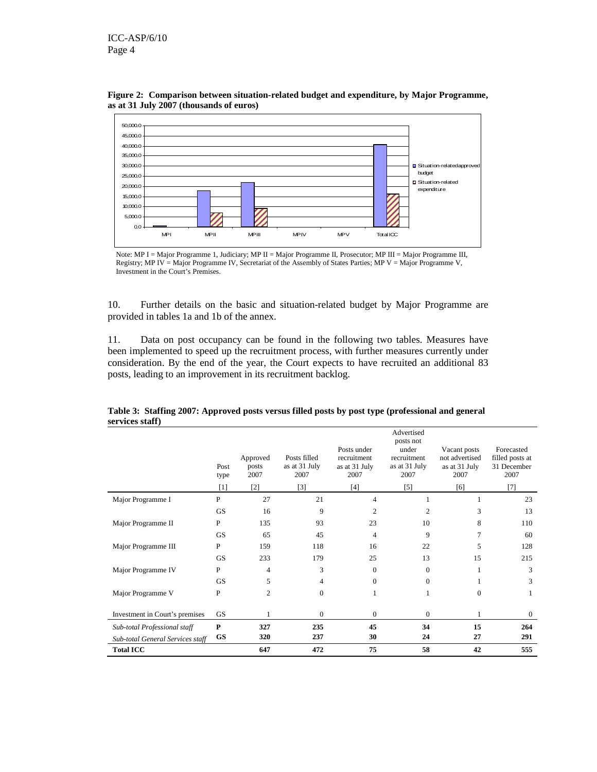**Figure 2: Comparison between situation-related budget and expenditure, by Major Programme, as at 31 July 2007 (thousands of euros)**

Note: MP I = Major Programme 1, Judiciary; MP II = Major Programme II, Prosecutor; MP III = Major Programme III, Registry; MP IV = Major Programme IV, Secretariat of the Assembly of States Parties; MP V = Major Programme V, Investment in the Court's Premises.

10. Further details on the basic and situation-related budget by Major Programme are provided in tables 1a and 1b of the annex.

11. Data on post occupancy can be found in the following two tables. Measures have been implemented to speed up the recruitment process, with further measures currently under consideration. By the end of the year, the Court expects to have recruited an additional 83 posts, leading to an improvement in its recruitment backlog.

**Table 3: Staffing 2007: Approved posts versus filled posts by post type (professional and general services staff)**

| | Post type | Approved posts 2007 | Posts filled as at 31 July 2007 | Posts under recruitment as at 31 July 2007 | Advertised posts not under recruitment as at 31 July 2007 | Vacant posts not advertised as at 31 July 2007 | Forecasted filled posts at 31 December 2007 |
|---|---|---|---|---|---|---|---|
| | [1] | [2] | [3] | [4] | [5] | [6] | [7] |
| Major Programme I | P | 27 | 21 | 4 | 1 | 1 | 23 |
| | GS | 16 | 9 | 2 | 2 | 3 | 13 |
| Major Programme II | P | 135 | 93 | 23 | 10 | 8 | 110 |
| | GS | 65 | 45 | 4 | 9 | 7 | 60 |
| Major Programme III | P | 159 | 118 | 16 | 22 | 5 | 128 |
| | GS | 233 | 179 | 25 | 13 | 15 | 215 |
| Major Programme IV | P | 4 | 3 | 0 | 0 | 1 | 3 |
| | GS | 5 | 4 | 0 | 0 | 1 | 3 |
| Major Programme V | P | 2 | 0 | 1 | 1 | 0 | 1 |
| Investment in Court's premises | GS | 1 | 0 | 0 | 0 | 1 | 0 |
| *Sub-total Professional staff* | **P** | **327** | **235** | **45** | **34** | **15** | **264** |
| *Sub-total General Services staff* | **GS** | **320** | **237** | **30** | **24** | **27** | **291** |
| **Total ICC** | | **647** | **472** | **75** | **58** | **42** | **555** |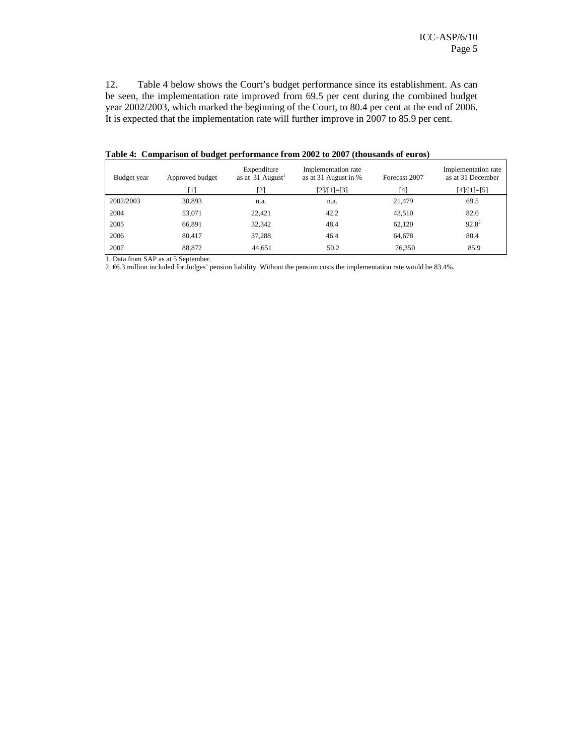12. Table 4 below shows the Court's budget performance since its establishment. As can be seen, the implementation rate improved from 69.5 per cent during the combined budget year 2002/2003, which marked the beginning of the Court, to 80.4 per cent at the end of 2006. It is expected that the implementation rate will further improve in 2007 to 85.9 per cent.

**Table 4: Comparison of budget performance from 2002 to 2007 (thousands of euros)**

| Budget year | Approved budget | Expenditure as at 31 August[1] | Implementation rate as at 31 August in % | Forecast 2007 | Implementation rate as at 31 December |
|---|---|---|---|---|---|
| | [1] | [2] | [2]/[1]=[3] | [4] | [4]/[1]=[5] |
| 2002/2003 | 30,893 | n.a. | n.a. | 21,479 | 69.5 |
| 2004 | 53,071 | 22,421 | 42.2 | 43,510 | 82.0 |
| 2005 | 66,891 | 32,342 | 48.4 | 62,120 | 92.8[2] |
| 2006 | 80,417 | 37,288 | 46.4 | 64,678 | 80.4 |
| 2007 | 88,872 | 44,651 | 50.2 | 76,350 | 85.9 |

1. Data from SAP as at 5 September.
2. €6.3 million included for Judges' pension liability. Without the pension costs the implementation rate would be 83.4%.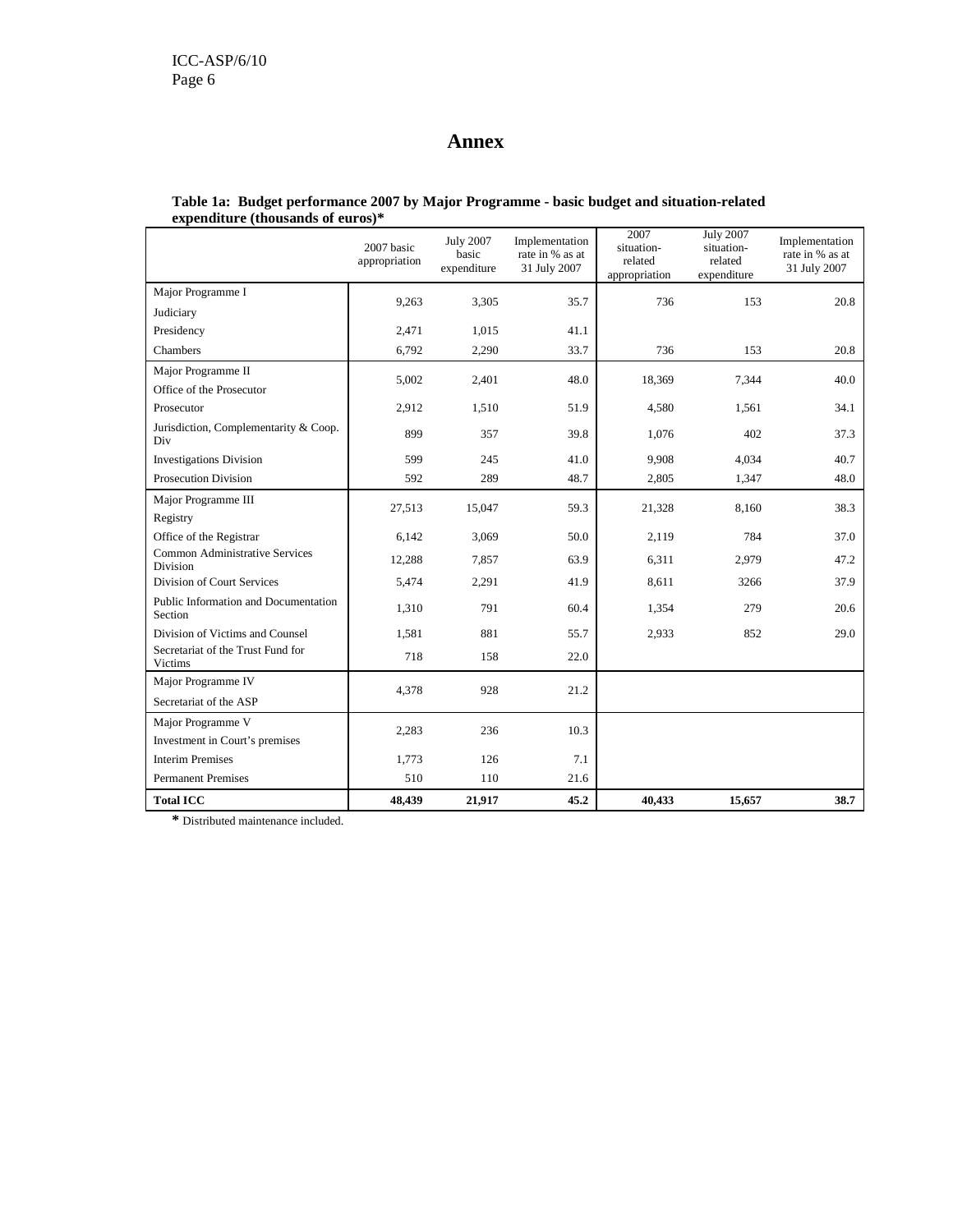# Annex

**Table 1a: Budget performance 2007 by Major Programme - basic budget and situation-related expenditure (thousands of euros)***

| | 2007 basic appropriation | July 2007 basic expenditure | Implementation rate in % as at 31 July 2007 | 2007 situation-related appropriation | July 2007 situation-related expenditure | Implementation rate in % as at 31 July 2007 |
|---|---|---|---|---|---|---|
| Major Programme I Judiciary | 9,263 | 3,305 | 35.7 | 736 | 153 | 20.8 |
| Presidency | 2,471 | 1,015 | 41.1 | | | |
| Chambers | 6,792 | 2,290 | 33.7 | 736 | 153 | 20.8 |
| Major Programme II Office of the Prosecutor | 5,002 | 2,401 | 48.0 | 18,369 | 7,344 | 40.0 |
| Prosecutor | 2,912 | 1,510 | 51.9 | 4,580 | 1,561 | 34.1 |
| Jurisdiction, Complementarity & Coop. Div | 899 | 357 | 39.8 | 1,076 | 402 | 37.3 |
| Investigations Division | 599 | 245 | 41.0 | 9,908 | 4,034 | 40.7 |
| Prosecution Division | 592 | 289 | 48.7 | 2,805 | 1,347 | 48.0 |
| Major Programme III Registry | 27,513 | 15,047 | 59.3 | 21,328 | 8,160 | 38.3 |
| Office of the Registrar | 6,142 | 3,069 | 50.0 | 2,119 | 784 | 37.0 |
| Common Administrative Services Division | 12,288 | 7,857 | 63.9 | 6,311 | 2,979 | 47.2 |
| Division of Court Services | 5,474 | 2,291 | 41.9 | 8,611 | 3266 | 37.9 |
| Public Information and Documentation Section | 1,310 | 791 | 60.4 | 1,354 | 279 | 20.6 |
| Division of Victims and Counsel | 1,581 | 881 | 55.7 | 2,933 | 852 | 29.0 |
| Secretariat of the Trust Fund for Victims | 718 | 158 | 22.0 | | | |
| Major Programme IV Secretariat of the ASP | 4,378 | 928 | 21.2 | | | |
| Major Programme V Investment in Court's premises | 2,283 | 236 | 10.3 | | | |
| Interim Premises | 1,773 | 126 | 7.1 | | | |
| Permanent Premises | 510 | 110 | 21.6 | | | |
| **Total ICC** | **48,439** | **21,917** | **45.2** | **40,433** | **15,657** | **38.7** |

**\*** Distributed maintenance included.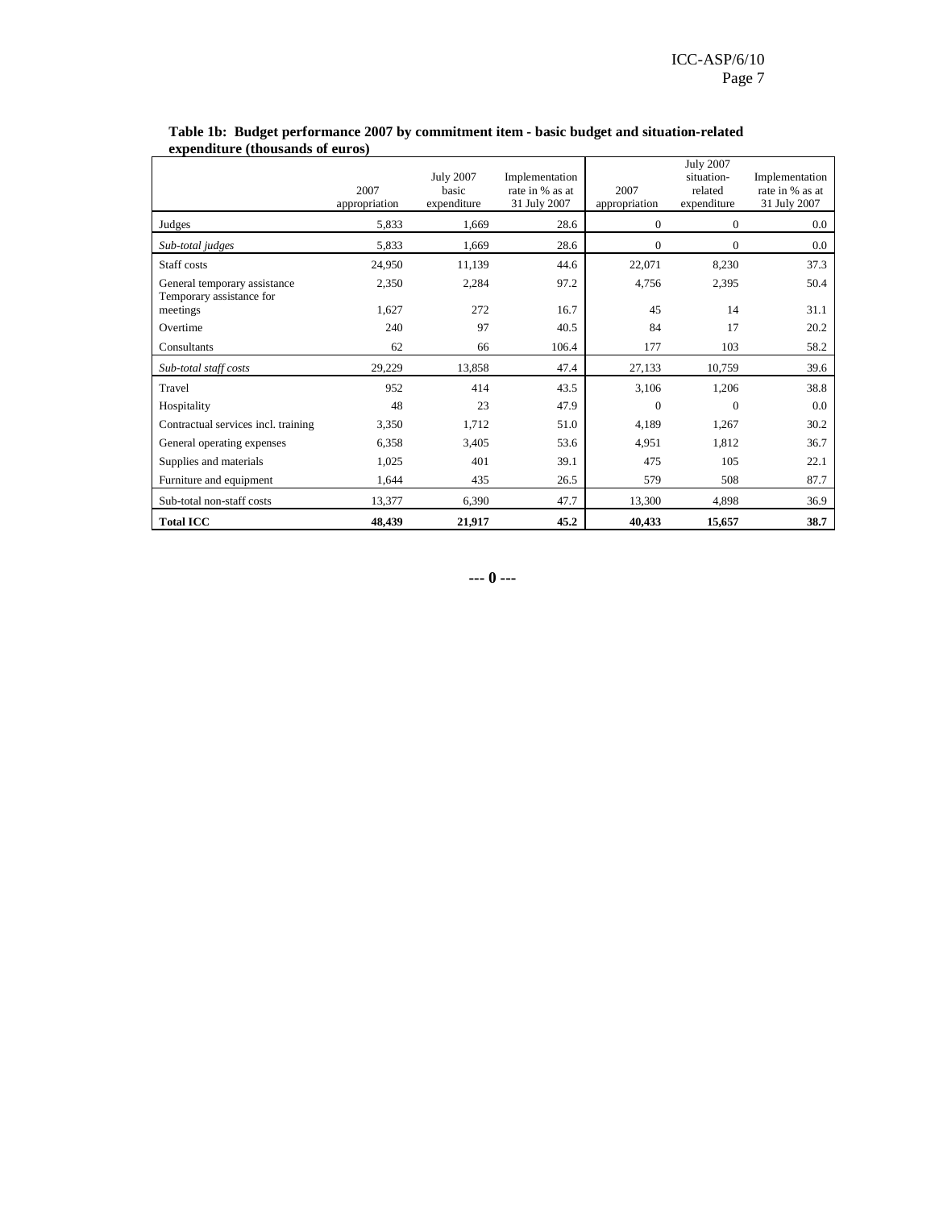**Table 1b: Budget performance 2007 by commitment item - basic budget and situation-related expenditure (thousands of euros)**

| | 2007 appropriation | July 2007 basic expenditure | Implementation rate in % as at 31 July 2007 | 2007 appropriation | July 2007 situation-related expenditure | Implementation rate in % as at 31 July 2007 |
|---|---|---|---|---|---|---|
| Judges | 5,833 | 1,669 | 28.6 | 0 | 0 | 0.0 |
| *Sub-total judges* | 5,833 | 1,669 | 28.6 | 0 | 0 | 0.0 |
| Staff costs | 24,950 | 11,139 | 44.6 | 22,071 | 8,230 | 37.3 |
| General temporary assistance | 2,350 | 2,284 | 97.2 | 4,756 | 2,395 | 50.4 |
| Temporary assistance for meetings | 1,627 | 272 | 16.7 | 45 | 14 | 31.1 |
| Overtime | 240 | 97 | 40.5 | 84 | 17 | 20.2 |
| Consultants | 62 | 66 | 106.4 | 177 | 103 | 58.2 |
| *Sub-total staff costs* | 29,229 | 13,858 | 47.4 | 27,133 | 10,759 | 39.6 |
| Travel | 952 | 414 | 43.5 | 3,106 | 1,206 | 38.8 |
| Hospitality | 48 | 23 | 47.9 | 0 | 0 | 0.0 |
| Contractual services incl. training | 3,350 | 1,712 | 51.0 | 4,189 | 1,267 | 30.2 |
| General operating expenses | 6,358 | 3,405 | 53.6 | 4,951 | 1,812 | 36.7 |
| Supplies and materials | 1,025 | 401 | 39.1 | 475 | 105 | 22.1 |
| Furniture and equipment | 1,644 | 435 | 26.5 | 579 | 508 | 87.7 |
| Sub-total non-staff costs | 13,377 | 6,390 | 47.7 | 13,300 | 4,898 | 36.9 |
| **Total ICC** | **48,439** | **21,917** | **45.2** | **40,433** | **15,657** | **38.7** |

--- 0 ---